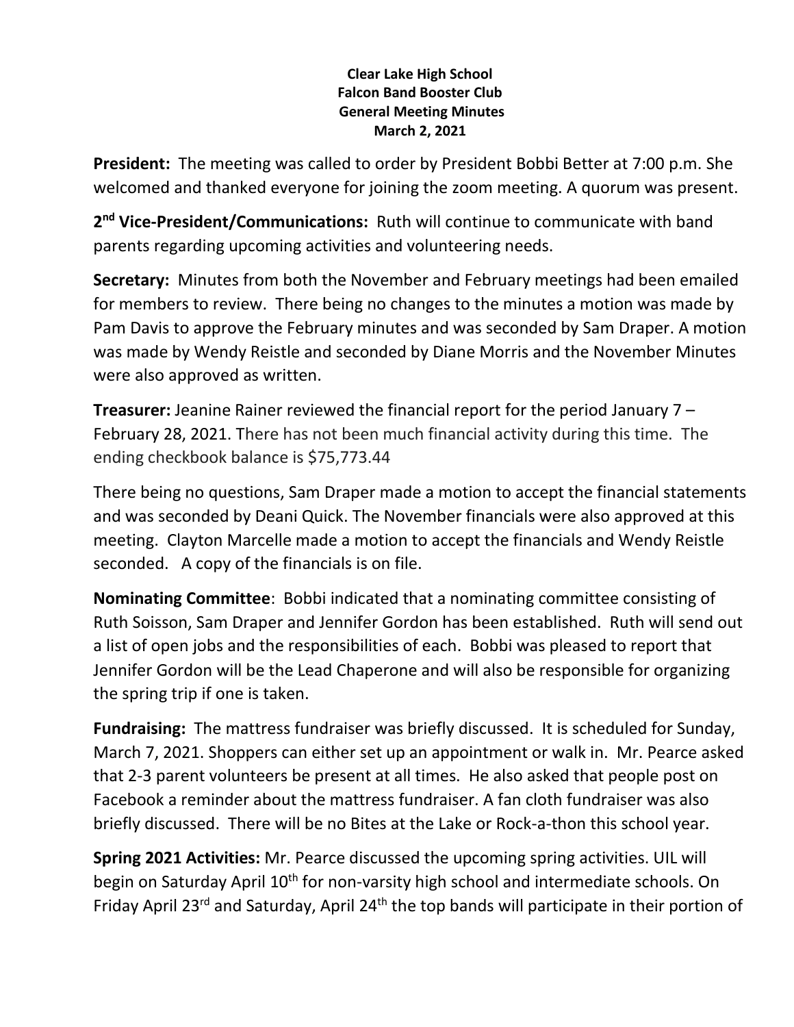**Clear Lake High School**
**Falcon Band Booster Club**
**General Meeting Minutes**
**March 2, 2021**

**President:** The meeting was called to order by President Bobbi Better at 7:00 p.m. She welcomed and thanked everyone for joining the zoom meeting. A quorum was present.

**2nd Vice-President/Communications:** Ruth will continue to communicate with band parents regarding upcoming activities and volunteering needs.

**Secretary:** Minutes from both the November and February meetings had been emailed for members to review. There being no changes to the minutes a motion was made by Pam Davis to approve the February minutes and was seconded by Sam Draper. A motion was made by Wendy Reistle and seconded by Diane Morris and the November Minutes were also approved as written.

**Treasurer:** Jeanine Rainer reviewed the financial report for the period January 7 – February 28, 2021. There has not been much financial activity during this time. The ending checkbook balance is $75,773.44

There being no questions, Sam Draper made a motion to accept the financial statements and was seconded by Deani Quick. The November financials were also approved at this meeting. Clayton Marcelle made a motion to accept the financials and Wendy Reistle seconded. A copy of the financials is on file.

**Nominating Committee**: Bobbi indicated that a nominating committee consisting of Ruth Soisson, Sam Draper and Jennifer Gordon has been established. Ruth will send out a list of open jobs and the responsibilities of each. Bobbi was pleased to report that Jennifer Gordon will be the Lead Chaperone and will also be responsible for organizing the spring trip if one is taken.

**Fundraising:** The mattress fundraiser was briefly discussed. It is scheduled for Sunday, March 7, 2021. Shoppers can either set up an appointment or walk in. Mr. Pearce asked that 2-3 parent volunteers be present at all times. He also asked that people post on Facebook a reminder about the mattress fundraiser. A fan cloth fundraiser was also briefly discussed. There will be no Bites at the Lake or Rock-a-thon this school year.

**Spring 2021 Activities:** Mr. Pearce discussed the upcoming spring activities. UIL will begin on Saturday April 10th for non-varsity high school and intermediate schools. On Friday April 23rd and Saturday, April 24th the top bands will participate in their portion of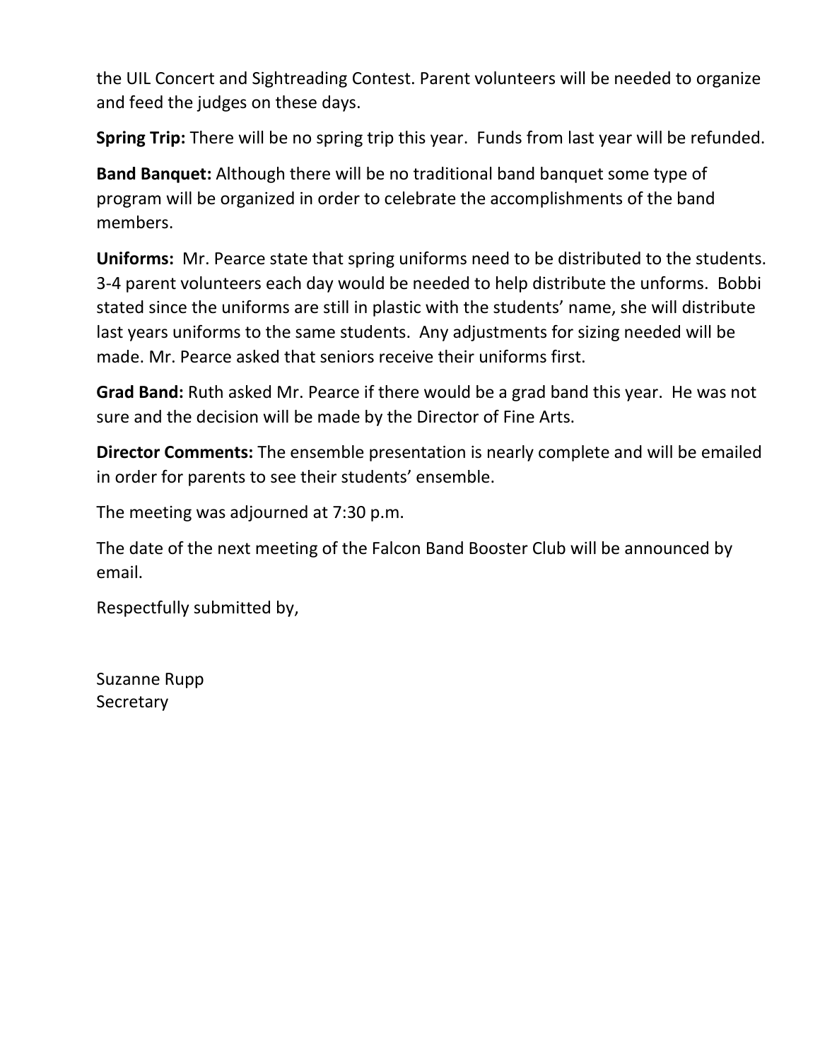the UIL Concert and Sightreading Contest. Parent volunteers will be needed to organize and feed the judges on these days.

**Spring Trip:** There will be no spring trip this year. Funds from last year will be refunded.

**Band Banquet:** Although there will be no traditional band banquet some type of program will be organized in order to celebrate the accomplishments of the band members.

**Uniforms:** Mr. Pearce state that spring uniforms need to be distributed to the students. 3-4 parent volunteers each day would be needed to help distribute the unforms. Bobbi stated since the uniforms are still in plastic with the students' name, she will distribute last years uniforms to the same students. Any adjustments for sizing needed will be made. Mr. Pearce asked that seniors receive their uniforms first.

**Grad Band:** Ruth asked Mr. Pearce if there would be a grad band this year. He was not sure and the decision will be made by the Director of Fine Arts.

**Director Comments:** The ensemble presentation is nearly complete and will be emailed in order for parents to see their students' ensemble.

The meeting was adjourned at 7:30 p.m.

The date of the next meeting of the Falcon Band Booster Club will be announced by email.

Respectfully submitted by,

Suzanne Rupp
Secretary